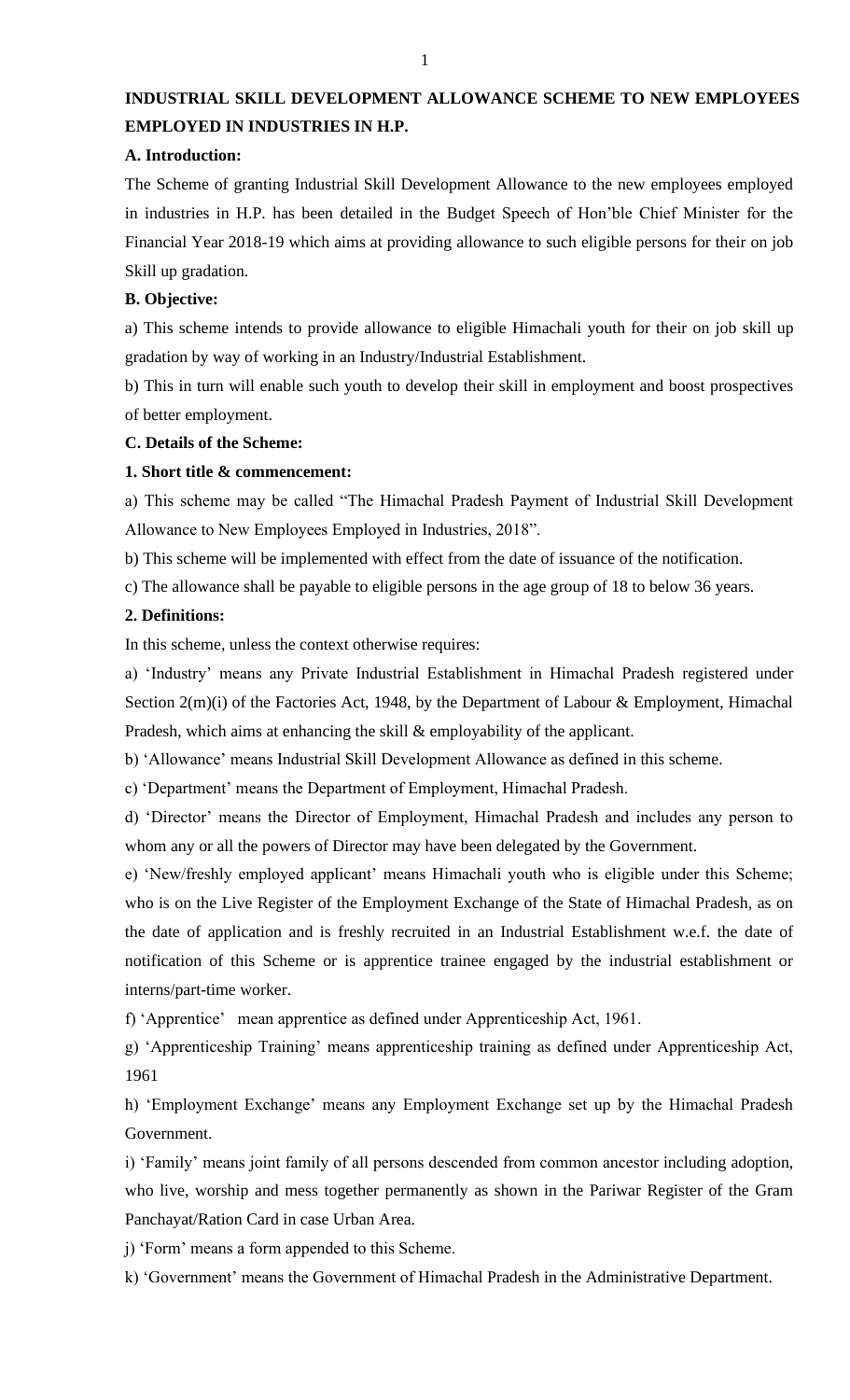# INDUSTRIAL SKILL DEVELOPMENT ALLOWANCE SCHEME TO NEW EMPLOYEES EMPLOYED IN INDUSTRIES IN H.P.

## A. Introduction:

The Scheme of granting Industrial Skill Development Allowance to the new employees employed in industries in H.P. has been detailed in the Budget Speech of Hon'ble Chief Minister for the Financial Year 2018-19 which aims at providing allowance to such eligible persons for their on job Skill up gradation.

## B. Objective:

a) This scheme intends to provide allowance to eligible Himachali youth for their on job skill up gradation by way of working in an Industry/Industrial Establishment.

b) This in turn will enable such youth to develop their skill in employment and boost prospectives of better employment.

## C. Details of the Scheme:

### 1. Short title & commencement:

a) This scheme may be called "The Himachal Pradesh Payment of Industrial Skill Development Allowance to New Employees Employed in Industries, 2018".

b) This scheme will be implemented with effect from the date of issuance of the notification.

c) The allowance shall be payable to eligible persons in the age group of 18 to below 36 years.

### 2. Definitions:

In this scheme, unless the context otherwise requires:

a) 'Industry' means any Private Industrial Establishment in Himachal Pradesh registered under Section 2(m)(i) of the Factories Act, 1948, by the Department of Labour & Employment, Himachal Pradesh, which aims at enhancing the skill & employability of the applicant.

b) 'Allowance' means Industrial Skill Development Allowance as defined in this scheme.

c) 'Department' means the Department of Employment, Himachal Pradesh.

d) 'Director' means the Director of Employment, Himachal Pradesh and includes any person to whom any or all the powers of Director may have been delegated by the Government.

e) 'New/freshly employed applicant' means Himachali youth who is eligible under this Scheme; who is on the Live Register of the Employment Exchange of the State of Himachal Pradesh, as on the date of application and is freshly recruited in an Industrial Establishment w.e.f. the date of notification of this Scheme or is apprentice trainee engaged by the industrial establishment or interns/part-time worker.

f) 'Apprentice' mean apprentice as defined under Apprenticeship Act, 1961.

g) 'Apprenticeship Training' means apprenticeship training as defined under Apprenticeship Act, 1961

h) 'Employment Exchange' means any Employment Exchange set up by the Himachal Pradesh Government.

i) 'Family' means joint family of all persons descended from common ancestor including adoption, who live, worship and mess together permanently as shown in the Pariwar Register of the Gram Panchayat/Ration Card in case Urban Area.

j) 'Form' means a form appended to this Scheme.

k) 'Government' means the Government of Himachal Pradesh in the Administrative Department.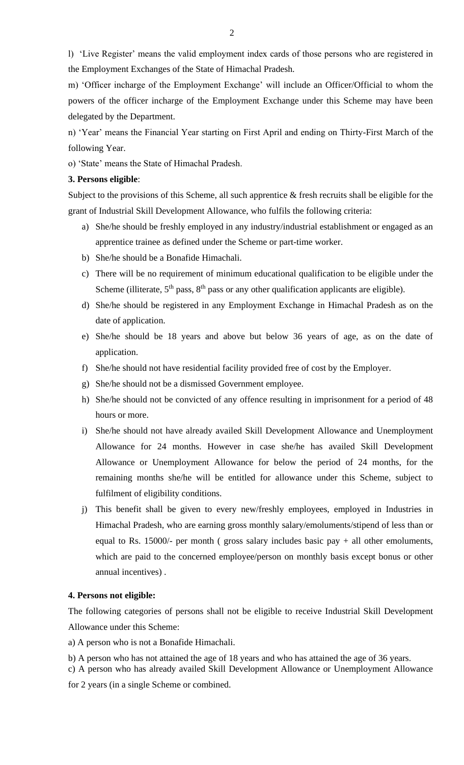l) 'Live Register' means the valid employment index cards of those persons who are registered in the Employment Exchanges of the State of Himachal Pradesh.

m) 'Officer incharge of the Employment Exchange' will include an Officer/Official to whom the powers of the officer incharge of the Employment Exchange under this Scheme may have been delegated by the Department.

n) 'Year' means the Financial Year starting on First April and ending on Thirty-First March of the following Year.

o) 'State' means the State of Himachal Pradesh.

**3. Persons eligible**:

Subject to the provisions of this Scheme, all such apprentice & fresh recruits shall be eligible for the grant of Industrial Skill Development Allowance, who fulfils the following criteria:

a) She/he should be freshly employed in any industry/industrial establishment or engaged as an apprentice trainee as defined under the Scheme or part-time worker.

b) She/he should be a Bonafide Himachali.

c) There will be no requirement of minimum educational qualification to be eligible under the Scheme (illiterate, 5th pass, 8th pass or any other qualification applicants are eligible).

d) She/he should be registered in any Employment Exchange in Himachal Pradesh as on the date of application.

e) She/he should be 18 years and above but below 36 years of age, as on the date of application.

f) She/he should not have residential facility provided free of cost by the Employer.

g) She/he should not be a dismissed Government employee.

h) She/he should not be convicted of any offence resulting in imprisonment for a period of 48 hours or more.

i) She/he should not have already availed Skill Development Allowance and Unemployment Allowance for 24 months. However in case she/he has availed Skill Development Allowance or Unemployment Allowance for below the period of 24 months, for the remaining months she/he will be entitled for allowance under this Scheme, subject to fulfilment of eligibility conditions.

j) This benefit shall be given to every new/freshly employees, employed in Industries in Himachal Pradesh, who are earning gross monthly salary/emoluments/stipend of less than or equal to Rs. 15000/- per month ( gross salary includes basic pay + all other emoluments, which are paid to the concerned employee/person on monthly basis except bonus or other annual incentives) .

**4. Persons not eligible:**

The following categories of persons shall not be eligible to receive Industrial Skill Development Allowance under this Scheme:

a) A person who is not a Bonafide Himachali.

b) A person who has not attained the age of 18 years and who has attained the age of 36 years.

c) A person who has already availed Skill Development Allowance or Unemployment Allowance for 2 years (in a single Scheme or combined.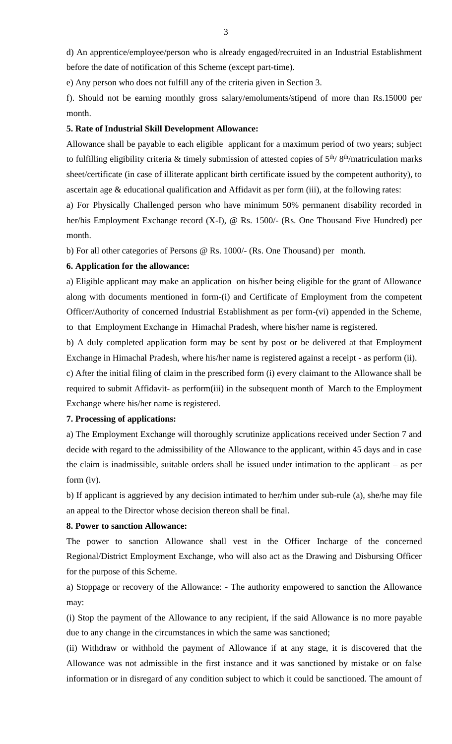d) An apprentice/employee/person who is already engaged/recruited in an Industrial Establishment before the date of notification of this Scheme (except part-time).

e) Any person who does not fulfill any of the criteria given in Section 3.

f). Should not be earning monthly gross salary/emoluments/stipend of more than Rs.15000 per month.

**5. Rate of Industrial Skill Development Allowance:**

Allowance shall be payable to each eligible applicant for a maximum period of two years; subject to fulfilling eligibility criteria & timely submission of attested copies of 5th/ 8th/matriculation marks sheet/certificate (in case of illiterate applicant birth certificate issued by the competent authority), to ascertain age & educational qualification and Affidavit as per form (iii), at the following rates:

a) For Physically Challenged person who have minimum 50% permanent disability recorded in her/his Employment Exchange record (X-I), @ Rs. 1500/- (Rs. One Thousand Five Hundred) per month.

b) For all other categories of Persons @ Rs. 1000/- (Rs. One Thousand) per month.

**6. Application for the allowance:**

a) Eligible applicant may make an application on his/her being eligible for the grant of Allowance along with documents mentioned in form-(i) and Certificate of Employment from the competent Officer/Authority of concerned Industrial Establishment as per form-(vi) appended in the Scheme, to that Employment Exchange in Himachal Pradesh, where his/her name is registered.

b) A duly completed application form may be sent by post or be delivered at that Employment Exchange in Himachal Pradesh, where his/her name is registered against a receipt - as perform (ii).

c) After the initial filing of claim in the prescribed form (i) every claimant to the Allowance shall be required to submit Affidavit- as perform(iii) in the subsequent month of March to the Employment Exchange where his/her name is registered.

**7. Processing of applications:**

a) The Employment Exchange will thoroughly scrutinize applications received under Section 7 and decide with regard to the admissibility of the Allowance to the applicant, within 45 days and in case the claim is inadmissible, suitable orders shall be issued under intimation to the applicant – as per form (iv).

b) If applicant is aggrieved by any decision intimated to her/him under sub-rule (a), she/he may file an appeal to the Director whose decision thereon shall be final.

**8. Power to sanction Allowance:**

The power to sanction Allowance shall vest in the Officer Incharge of the concerned Regional/District Employment Exchange, who will also act as the Drawing and Disbursing Officer for the purpose of this Scheme.

a) Stoppage or recovery of the Allowance: - The authority empowered to sanction the Allowance may:

(i) Stop the payment of the Allowance to any recipient, if the said Allowance is no more payable due to any change in the circumstances in which the same was sanctioned;

(ii) Withdraw or withhold the payment of Allowance if at any stage, it is discovered that the Allowance was not admissible in the first instance and it was sanctioned by mistake or on false information or in disregard of any condition subject to which it could be sanctioned. The amount of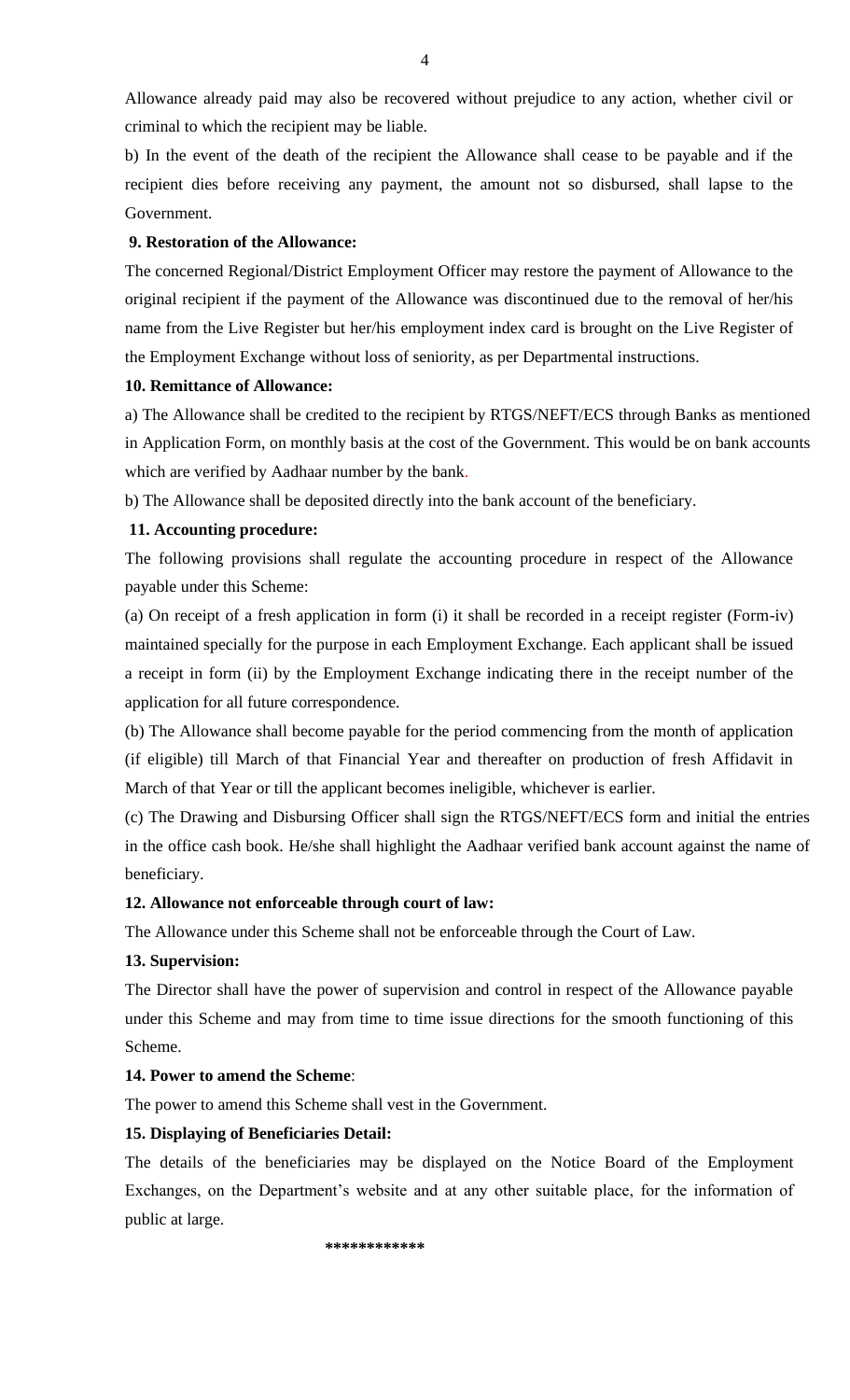Allowance already paid may also be recovered without prejudice to any action, whether civil or criminal to which the recipient may be liable.

b) In the event of the death of the recipient the Allowance shall cease to be payable and if the recipient dies before receiving any payment, the amount not so disbursed, shall lapse to the Government.

**9. Restoration of the Allowance:**

The concerned Regional/District Employment Officer may restore the payment of Allowance to the original recipient if the payment of the Allowance was discontinued due to the removal of her/his name from the Live Register but her/his employment index card is brought on the Live Register of the Employment Exchange without loss of seniority, as per Departmental instructions.

**10. Remittance of Allowance:**

a) The Allowance shall be credited to the recipient by RTGS/NEFT/ECS through Banks as mentioned in Application Form, on monthly basis at the cost of the Government. This would be on bank accounts which are verified by Aadhaar number by the bank.

b) The Allowance shall be deposited directly into the bank account of the beneficiary.

**11. Accounting procedure:**

The following provisions shall regulate the accounting procedure in respect of the Allowance payable under this Scheme:

(a) On receipt of a fresh application in form (i) it shall be recorded in a receipt register (Form-iv) maintained specially for the purpose in each Employment Exchange. Each applicant shall be issued a receipt in form (ii) by the Employment Exchange indicating there in the receipt number of the application for all future correspondence.

(b) The Allowance shall become payable for the period commencing from the month of application (if eligible) till March of that Financial Year and thereafter on production of fresh Affidavit in March of that Year or till the applicant becomes ineligible, whichever is earlier.

(c) The Drawing and Disbursing Officer shall sign the RTGS/NEFT/ECS form and initial the entries in the office cash book. He/she shall highlight the Aadhaar verified bank account against the name of beneficiary.

**12. Allowance not enforceable through court of law:**

The Allowance under this Scheme shall not be enforceable through the Court of Law.

**13. Supervision:**

The Director shall have the power of supervision and control in respect of the Allowance payable under this Scheme and may from time to time issue directions for the smooth functioning of this Scheme.

**14. Power to amend the Scheme**:

The power to amend this Scheme shall vest in the Government.

**15. Displaying of Beneficiaries Detail:**

The details of the beneficiaries may be displayed on the Notice Board of the Employment Exchanges, on the Department's website and at any other suitable place, for the information of public at large.

************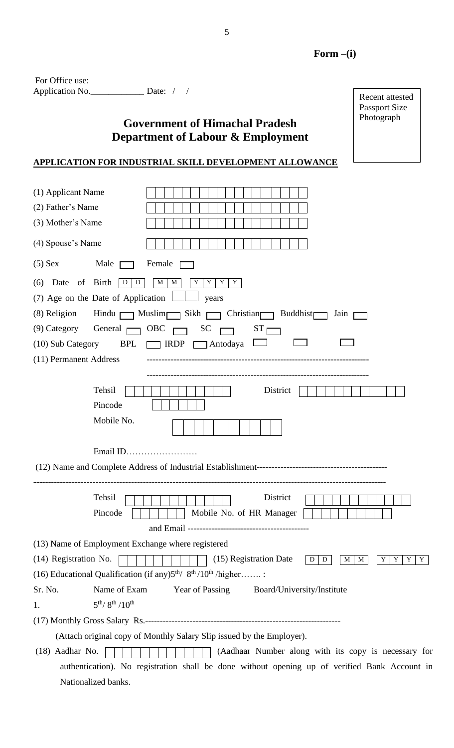**Form –(i)**

For Office use:
Application No.____________ Date: / /

Recent attested Passport Size Photograph

## Government of Himachal Pradesh
## Department of Labour & Employment

**APPLICATION FOR INDUSTRIAL SKILL DEVELOPMENT ALLOWANCE**

(1) Applicant Name

(2) Father's Name

(3) Mother's Name

(4) Spouse's Name

(5) Sex Male ☐ Female ☐

(6) Date of Birth D D M M Y Y Y Y

(7) Age on the Date of Application ☐ years

(8) Religion Hindu ☐ Muslim ☐ Sikh ☐ Christian ☐ Buddhist ☐ Jain ☐

(9) Category General ☐ OBC ☐ SC ☐ ST ☐

(10) Sub Category BPL ☐ IRDP ☐ Antodaya ☐ ☐ ☐

(11) Permanent Address -------------------------------------------------------------------------

-------------------------------------------------------------------------

Tehsil District

Pincode

Mobile No.

Email ID……………………

(12) Name and Complete Address of Industrial Establishment--------------------------------------------

---------------------------------------------------------------------------------------------------------------------

Tehsil District

Pincode Mobile No. of HR Manager

and Email -----------------------------------------

(13) Name of Employment Exchange where registered

(14) Registration No. (15) Registration Date D D M M Y Y Y Y

(16) Educational Qualification (if any)5th/ 8th /10th /higher……. :

| Sr. No. | Name of Exam | Year of Passing | Board/University/Institute |
|---|---|---|---|
| 1. | 5th/ 8th /10th | | |

(17) Monthly Gross Salary Rs.------------------------------------------------------------------

(Attach original copy of Monthly Salary Slip issued by the Employer).

(18) Aadhar No. (Aadhaar Number along with its copy is necessary for authentication). No registration shall be done without opening up of verified Bank Account in Nationalized banks.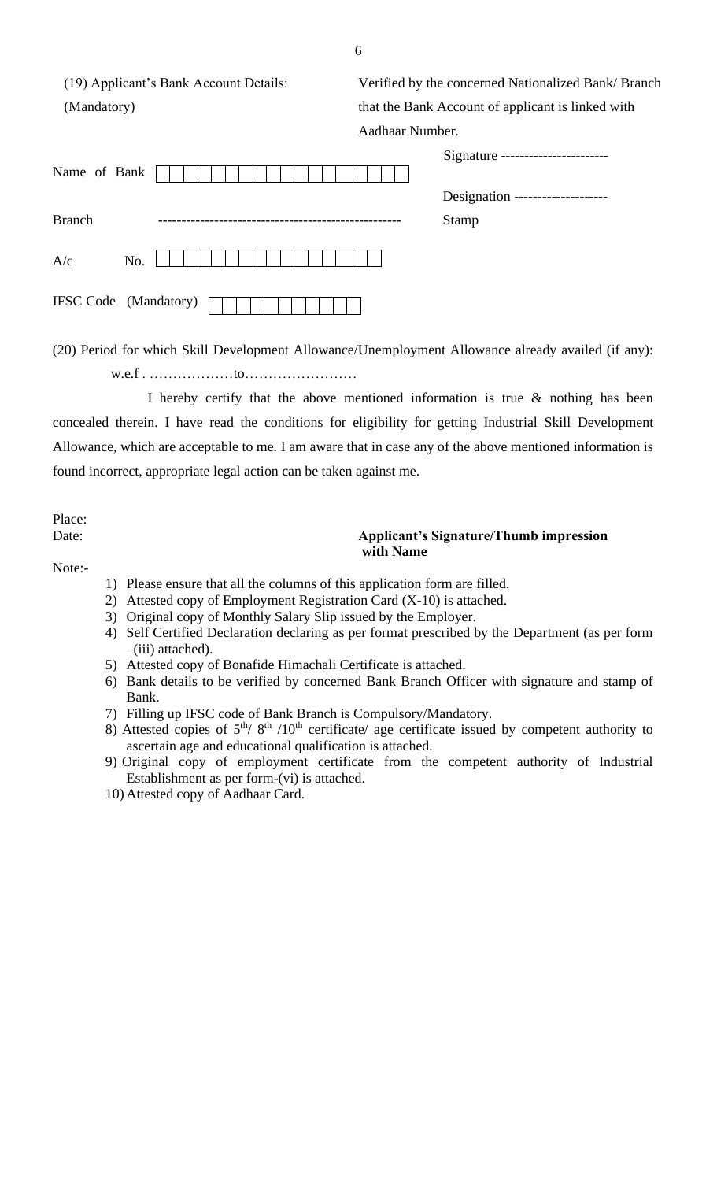(19) Applicant's Bank Account Details: (Mandatory)

Verified by the concerned Nationalized Bank/ Branch that the Bank Account of applicant is linked with Aadhaar Number.

Name of Bank | | | | | | | | | | | | | | | | | |

Signature -----------------------

Designation --------------------

Branch ---------------------------------------------------

Stamp

A/c No. | | | | | | | | | | | | | | | |

IFSC Code (Mandatory) | | | | | | | | | | | |

(20) Period for which Skill Development Allowance/Unemployment Allowance already availed (if any):

w.e.f . ………………to……………………

I hereby certify that the above mentioned information is true & nothing has been concealed therein. I have read the conditions for eligibility for getting Industrial Skill Development Allowance, which are acceptable to me. I am aware that in case any of the above mentioned information is found incorrect, appropriate legal action can be taken against me.

Place:

Date:

**Applicant's Signature/Thumb impression with Name**

Note:-

1) Please ensure that all the columns of this application form are filled.
2) Attested copy of Employment Registration Card (X-10) is attached.
3) Original copy of Monthly Salary Slip issued by the Employer.
4) Self Certified Declaration declaring as per format prescribed by the Department (as per form –(iii) attached).
5) Attested copy of Bonafide Himachali Certificate is attached.
6) Bank details to be verified by concerned Bank Branch Officer with signature and stamp of Bank.
7) Filling up IFSC code of Bank Branch is Compulsory/Mandatory.
8) Attested copies of 5th/ 8th /10th certificate/ age certificate issued by competent authority to ascertain age and educational qualification is attached.
9) Original copy of employment certificate from the competent authority of Industrial Establishment as per form-(vi) is attached.
10) Attested copy of Aadhaar Card.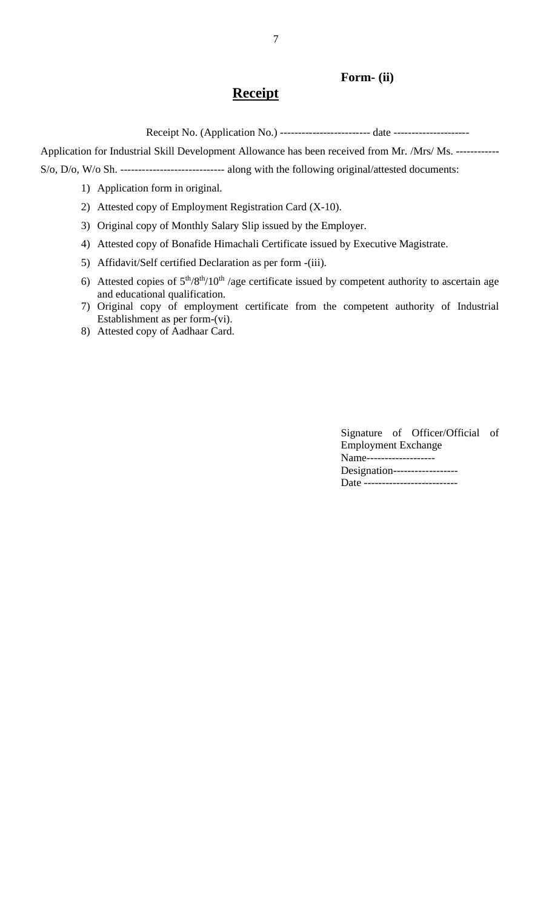**Form- (ii)**

## Receipt

Receipt No. (Application No.) ------------------------- date ---------------------

Application for Industrial Skill Development Allowance has been received from Mr. /Mrs/ Ms. ------------ S/o, D/o, W/o Sh. ----------------------------- along with the following original/attested documents:

1) Application form in original.
2) Attested copy of Employment Registration Card (X-10).
3) Original copy of Monthly Salary Slip issued by the Employer.
4) Attested copy of Bonafide Himachali Certificate issued by Executive Magistrate.
5) Affidavit/Self certified Declaration as per form -(iii).
6) Attested copies of $5^{th}/8^{th}/10^{th}$ /age certificate issued by competent authority to ascertain age and educational qualification.
7) Original copy of employment certificate from the competent authority of Industrial Establishment as per form-(vi).
8) Attested copy of Aadhaar Card.

Signature of Officer/Official of Employment Exchange
Name-------------------
Designation------------------
Date --------------------------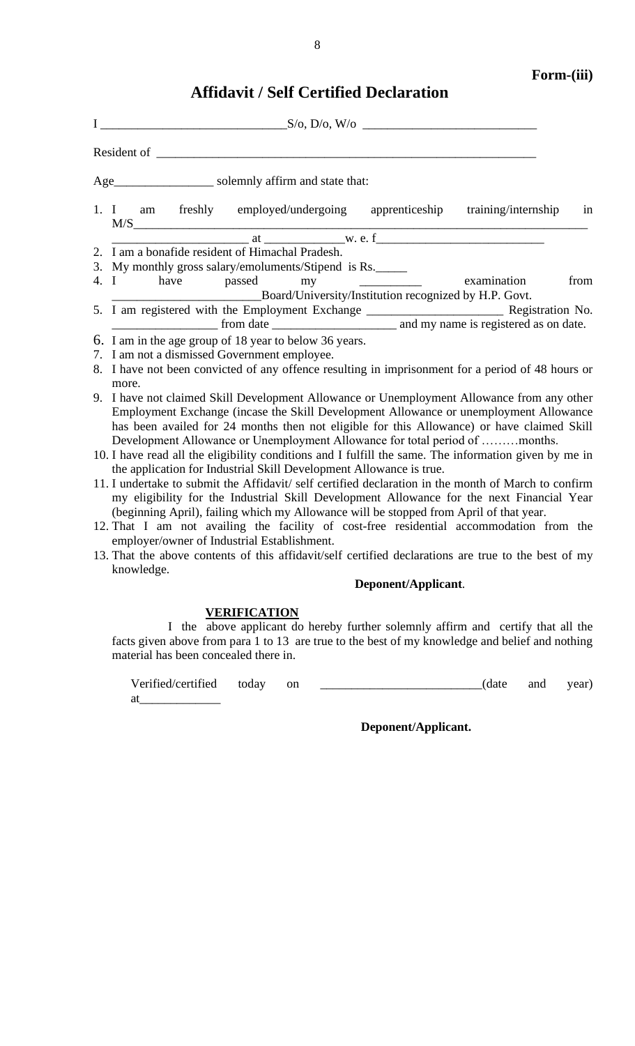**Form-(iii)**

# Affidavit / Self Certified Declaration

I _____________________________S/o, D/o, W/o ___________________________

Resident of ____________________________________________________________

Age________________ solemnly affirm and state that:

1. I am freshly employed/undergoing apprenticeship training/internship in M/S______________________________________________________________________ ______________________ at _____________w. e. f___________________________
2. I am a bonafide resident of Himachal Pradesh.
3. My monthly gross salary/emoluments/Stipend is Rs._____
4. I have passed my __________ examination from ________________________Board/University/Institution recognized by H.P. Govt.
5. I am registered with the Employment Exchange ______________________ Registration No. _________________ from date ____________________ and my name is registered as on date.
6. I am in the age group of 18 year to below 36 years.
7. I am not a dismissed Government employee.
8. I have not been convicted of any offence resulting in imprisonment for a period of 48 hours or more.
9. I have not claimed Skill Development Allowance or Unemployment Allowance from any other Employment Exchange (incase the Skill Development Allowance or unemployment Allowance has been availed for 24 months then not eligible for this Allowance) or have claimed Skill Development Allowance or Unemployment Allowance for total period of ………months.
10. I have read all the eligibility conditions and I fulfill the same. The information given by me in the application for Industrial Skill Development Allowance is true.
11. I undertake to submit the Affidavit/ self certified declaration in the month of March to confirm my eligibility for the Industrial Skill Development Allowance for the next Financial Year (beginning April), failing which my Allowance will be stopped from April of that year.
12. That I am not availing the facility of cost-free residential accommodation from the employer/owner of Industrial Establishment.
13. That the above contents of this affidavit/self certified declarations are true to the best of my knowledge.

**Deponent/Applicant**.

**VERIFICATION**

I the above applicant do hereby further solemnly affirm and certify that all the facts given above from para 1 to 13 are true to the best of my knowledge and belief and nothing material has been concealed there in.

Verified/certified today on __________________________(date and year) at_____________

**Deponent/Applicant.**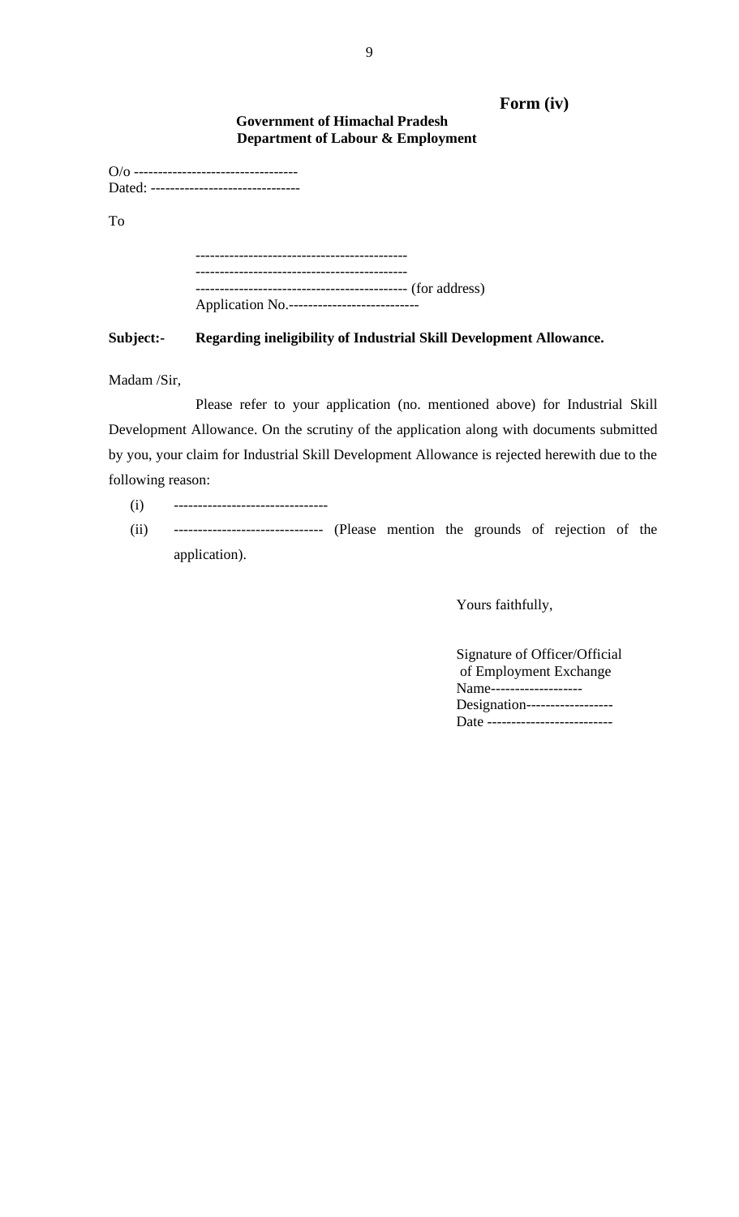**Form (iv)**

**Government of Himachal Pradesh**
**Department of Labour & Employment**

O/o ----------------------------------
Dated: -------------------------------

To

--------------------------------------------
--------------------------------------------
-------------------------------------------- (for address)
Application No.---------------------------

**Subject:- Regarding ineligibility of Industrial Skill Development Allowance.**

Madam /Sir,

Please refer to your application (no. mentioned above) for Industrial Skill Development Allowance. On the scrutiny of the application along with documents submitted by you, your claim for Industrial Skill Development Allowance is rejected herewith due to the following reason:

(i) --------------------------------

(ii) ------------------------------- (Please mention the grounds of rejection of the application).

Yours faithfully,

Signature of Officer/Official of Employment Exchange
Name-------------------
Designation------------------
Date --------------------------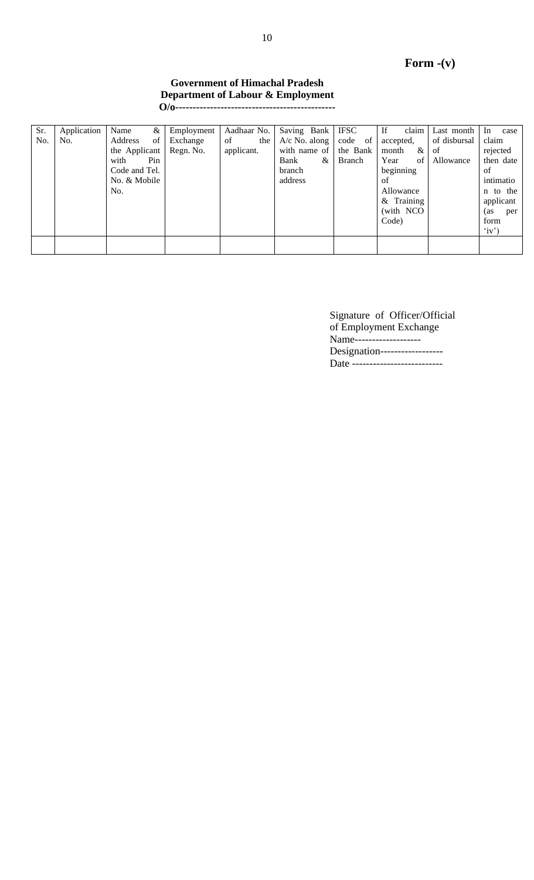**Form -(v)**

**Government of Himachal Pradesh**
**Department of Labour & Employment**
**O/o----------------------------------------------**

| Sr. No. | Application No. | Name & Address of the Applicant with Pin Code and Tel. No. & Mobile No. | Employment Exchange Regn. No. | Aadhaar No. of the applicant. | Saving Bank A/c No. along with name of Bank & branch address | IFSC code of the Bank Branch | If claim accepted, month & Year of beginning of Allowance & Training (with NCO Code) | Last month of disbursal of Allowance | In case claim rejected then date of intimation to the applicant (as per form 'iv') |
|---|---|---|---|---|---|---|---|---|---|
| | | | | | | | | | |

Signature of Officer/Official of Employment Exchange
Name-------------------
Designation------------------
Date --------------------------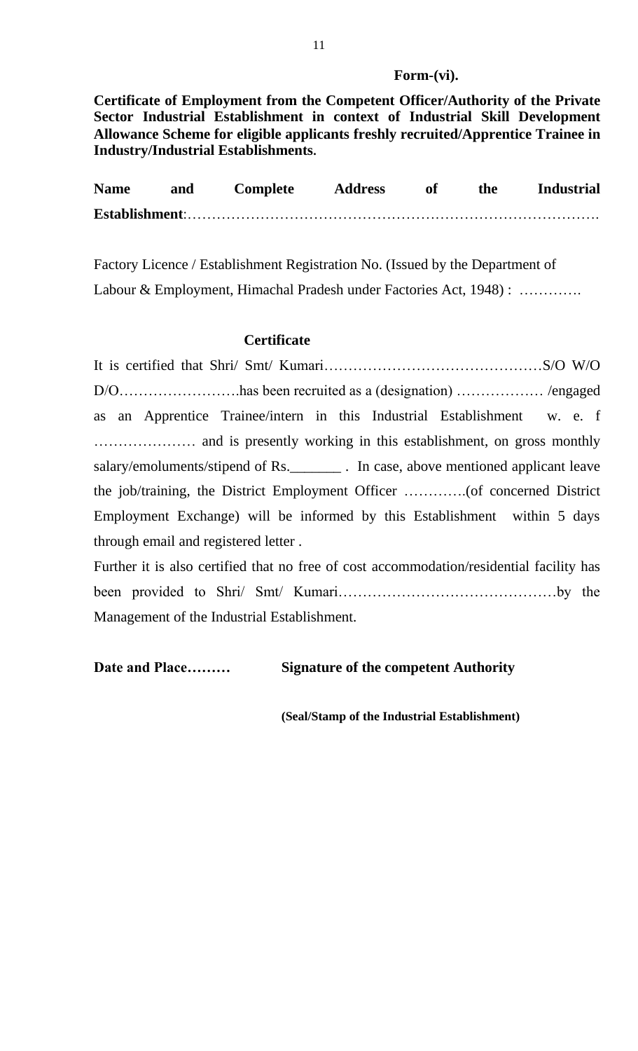**Form-(vi).**

**Certificate of Employment from the Competent Officer/Authority of the Private Sector Industrial Establishment in context of Industrial Skill Development Allowance Scheme for eligible applicants freshly recruited/Apprentice Trainee in Industry/Industrial Establishments.**

**Name and Complete Address of the Industrial Establishment**:…………………………………………………………………………….

Factory Licence / Establishment Registration No. (Issued by the Department of Labour & Employment, Himachal Pradesh under Factories Act, 1948) : ………….

**Certificate**

It is certified that Shri/ Smt/ Kumari………………………………………S/O W/O D/O…………………….has been recruited as a (designation) ……………… /engaged as an Apprentice Trainee/intern in this Industrial Establishment w. e. f ………………… and is presently working in this establishment, on gross monthly salary/emoluments/stipend of Rs._______ . In case, above mentioned applicant leave the job/training, the District Employment Officer ………….(of concerned District Employment Exchange) will be informed by this Establishment within 5 days through email and registered letter .

Further it is also certified that no free of cost accommodation/residential facility has been provided to Shri/ Smt/ Kumari………………………………………by the Management of the Industrial Establishment.

**Date and Place………** **Signature of the competent Authority**

**(Seal/Stamp of the Industrial Establishment)**